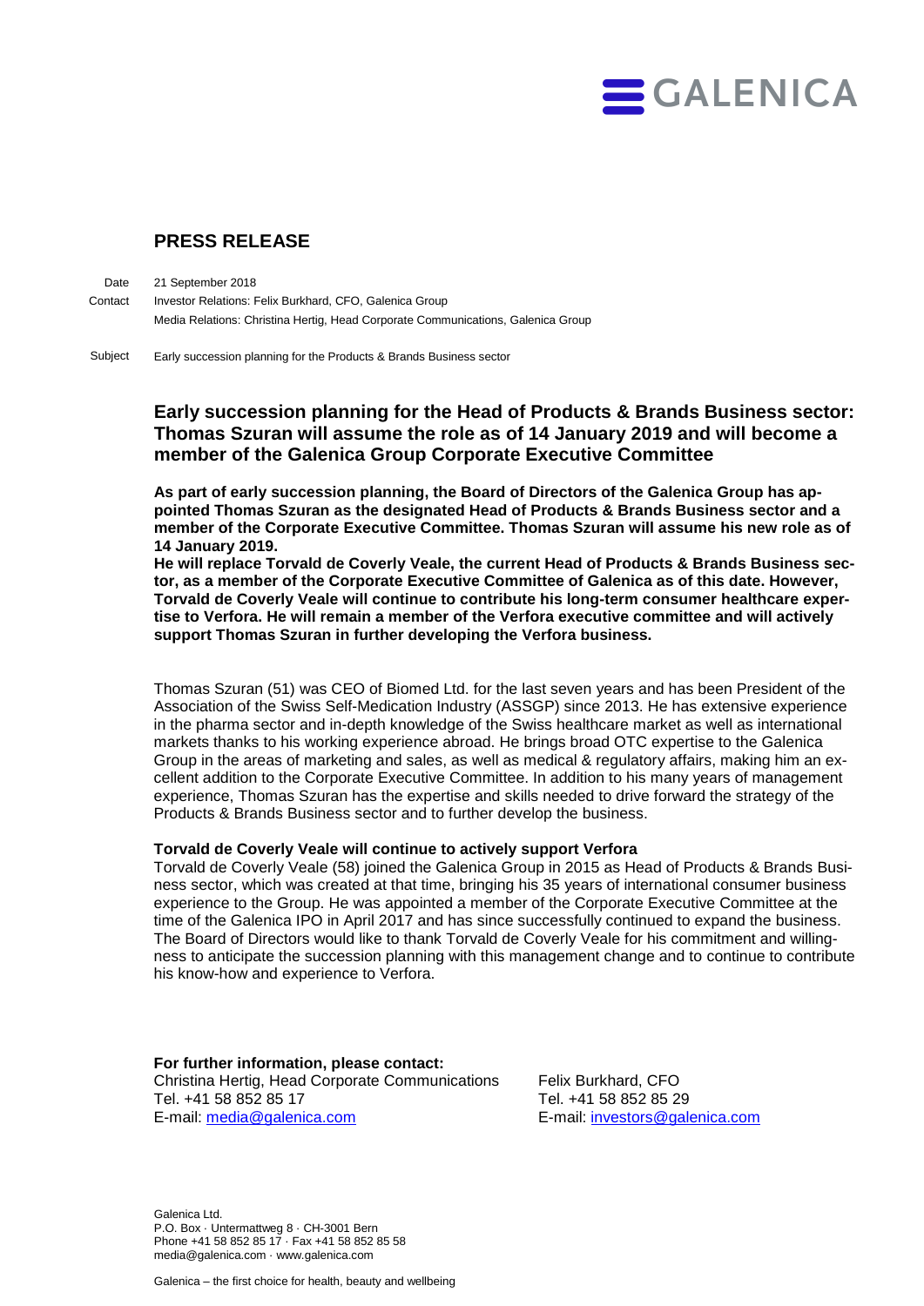GALENICA

# PRESS RELEASE

| | |
|---|---|
| Date | 21 September 2018 |
| Contact | Investor Relations: Felix Burkhard, CFO, Galenica Group |
| | Media Relations: Christina Hertig, Head Corporate Communications, Galenica Group |
| Subject | Early succession planning for the Products & Brands Business sector |

## Early succession planning for the Head of Products & Brands Business sector: Thomas Szuran will assume the role as of 14 January 2019 and will become a member of the Galenica Group Corporate Executive Committee

**As part of early succession planning, the Board of Directors of the Galenica Group has appointed Thomas Szuran as the designated Head of Products & Brands Business sector and a member of the Corporate Executive Committee. Thomas Szuran will assume his new role as of 14 January 2019.**

**He will replace Torvald de Coverly Veale, the current Head of Products & Brands Business sector, as a member of the Corporate Executive Committee of Galenica as of this date. However, Torvald de Coverly Veale will continue to contribute his long-term consumer healthcare expertise to Verfora. He will remain a member of the Verfora executive committee and will actively support Thomas Szuran in further developing the Verfora business.**

Thomas Szuran (51) was CEO of Biomed Ltd. for the last seven years and has been President of the Association of the Swiss Self-Medication Industry (ASSGP) since 2013. He has extensive experience in the pharma sector and in-depth knowledge of the Swiss healthcare market as well as international markets thanks to his working experience abroad. He brings broad OTC expertise to the Galenica Group in the areas of marketing and sales, as well as medical & regulatory affairs, making him an excellent addition to the Corporate Executive Committee. In addition to his many years of management experience, Thomas Szuran has the expertise and skills needed to drive forward the strategy of the Products & Brands Business sector and to further develop the business.

### Torvald de Coverly Veale will continue to actively support Verfora

Torvald de Coverly Veale (58) joined the Galenica Group in 2015 as Head of Products & Brands Business sector, which was created at that time, bringing his 35 years of international consumer business experience to the Group. He was appointed a member of the Corporate Executive Committee at the time of the Galenica IPO in April 2017 and has since successfully continued to expand the business. The Board of Directors would like to thank Torvald de Coverly Veale for his commitment and willingness to anticipate the succession planning with this management change and to continue to contribute his know-how and experience to Verfora.

**For further information, please contact:**

Christina Hertig, Head Corporate Communications
Tel. +41 58 852 85 17
E-mail: media@galenica.com

Felix Burkhard, CFO
Tel. +41 58 852 85 29
E-mail: investors@galenica.com

Galenica Ltd.
P.O. Box · Untermattweg 8 · CH-3001 Bern
Phone +41 58 852 85 17 · Fax +41 58 852 85 58
media@galenica.com · www.galenica.com

Galenica – the first choice for health, beauty and wellbeing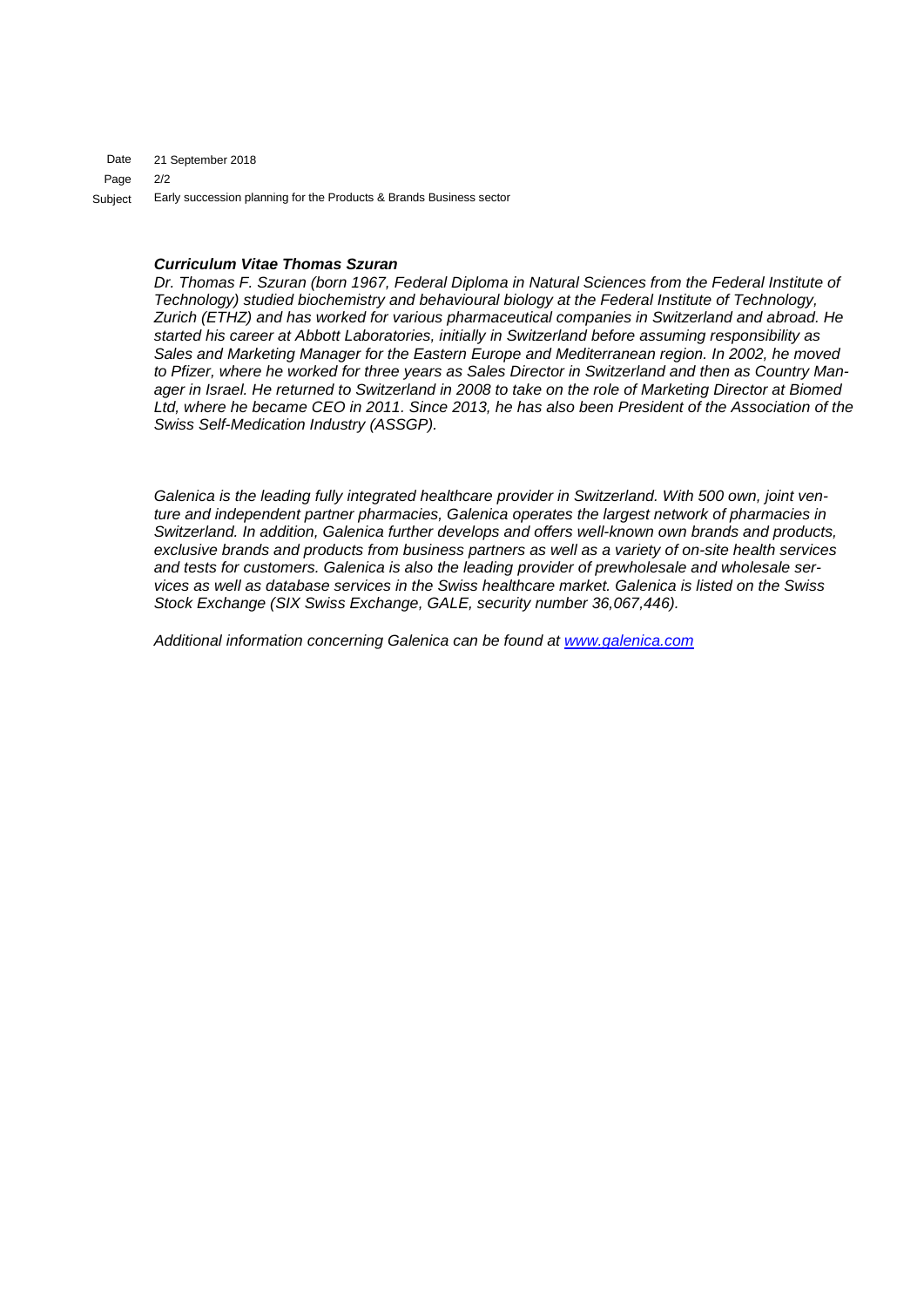***Curriculum Vitae Thomas Szuran***

*Dr. Thomas F. Szuran (born 1967, Federal Diploma in Natural Sciences from the Federal Institute of Technology) studied biochemistry and behavioural biology at the Federal Institute of Technology, Zurich (ETHZ) and has worked for various pharmaceutical companies in Switzerland and abroad. He started his career at Abbott Laboratories, initially in Switzerland before assuming responsibility as Sales and Marketing Manager for the Eastern Europe and Mediterranean region. In 2002, he moved to Pfizer, where he worked for three years as Sales Director in Switzerland and then as Country Manager in Israel. He returned to Switzerland in 2008 to take on the role of Marketing Director at Biomed Ltd, where he became CEO in 2011. Since 2013, he has also been President of the Association of the Swiss Self-Medication Industry (ASSGP).*

*Galenica is the leading fully integrated healthcare provider in Switzerland. With 500 own, joint venture and independent partner pharmacies, Galenica operates the largest network of pharmacies in Switzerland. In addition, Galenica further develops and offers well-known own brands and products, exclusive brands and products from business partners as well as a variety of on-site health services and tests for customers. Galenica is also the leading provider of prewholesale and wholesale services as well as database services in the Swiss healthcare market. Galenica is listed on the Swiss Stock Exchange (SIX Swiss Exchange, GALE, security number 36,067,446).*

*Additional information concerning Galenica can be found at [www.galenica.com](http://www.galenica.com)*